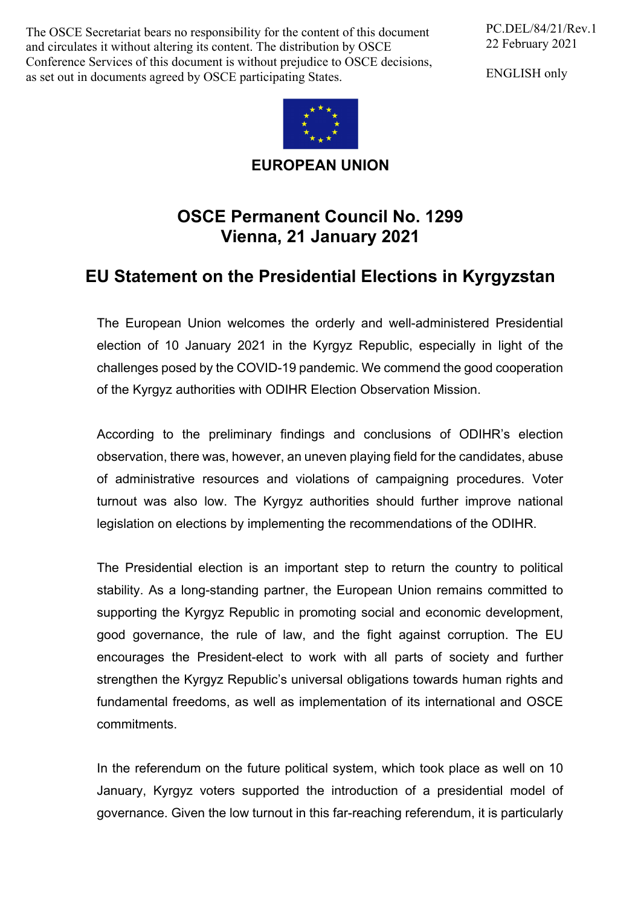The OSCE Secretariat bears no responsibility for the content of this document and circulates it without altering its content. The distribution by OSCE Conference Services of this document is without prejudice to OSCE decisions, as set out in documents agreed by OSCE participating States.

PC.DEL/84/21/Rev.1
22 February 2021

ENGLISH only

**EUROPEAN UNION**

# OSCE Permanent Council No. 1299
# Vienna, 21 January 2021

## EU Statement on the Presidential Elections in Kyrgyzstan

The European Union welcomes the orderly and well-administered Presidential election of 10 January 2021 in the Kyrgyz Republic, especially in light of the challenges posed by the COVID-19 pandemic. We commend the good cooperation of the Kyrgyz authorities with ODIHR Election Observation Mission.

According to the preliminary findings and conclusions of ODIHR's election observation, there was, however, an uneven playing field for the candidates, abuse of administrative resources and violations of campaigning procedures. Voter turnout was also low. The Kyrgyz authorities should further improve national legislation on elections by implementing the recommendations of the ODIHR.

The Presidential election is an important step to return the country to political stability. As a long-standing partner, the European Union remains committed to supporting the Kyrgyz Republic in promoting social and economic development, good governance, the rule of law, and the fight against corruption. The EU encourages the President-elect to work with all parts of society and further strengthen the Kyrgyz Republic's universal obligations towards human rights and fundamental freedoms, as well as implementation of its international and OSCE commitments.

In the referendum on the future political system, which took place as well on 10 January, Kyrgyz voters supported the introduction of a presidential model of governance. Given the low turnout in this far-reaching referendum, it is particularly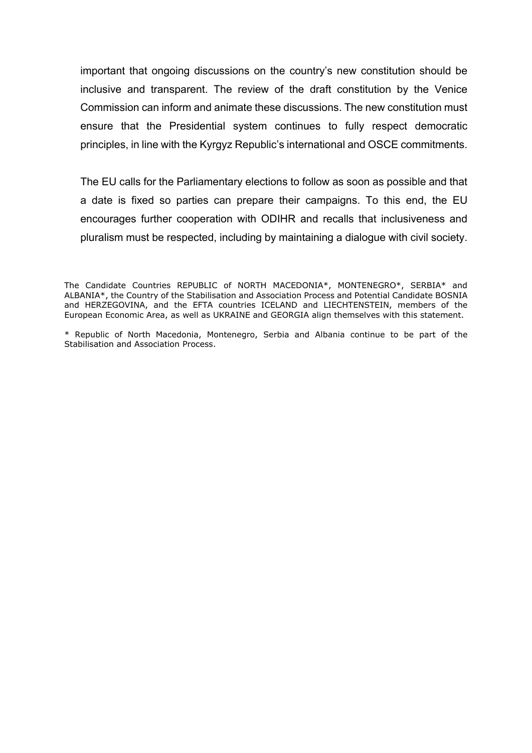important that ongoing discussions on the country's new constitution should be inclusive and transparent. The review of the draft constitution by the Venice Commission can inform and animate these discussions. The new constitution must ensure that the Presidential system continues to fully respect democratic principles, in line with the Kyrgyz Republic's international and OSCE commitments.

The EU calls for the Parliamentary elections to follow as soon as possible and that a date is fixed so parties can prepare their campaigns. To this end, the EU encourages further cooperation with ODIHR and recalls that inclusiveness and pluralism must be respected, including by maintaining a dialogue with civil society.

The Candidate Countries REPUBLIC of NORTH MACEDONIA*, MONTENEGRO*, SERBIA* and ALBANIA*, the Country of the Stabilisation and Association Process and Potential Candidate BOSNIA and HERZEGOVINA, and the EFTA countries ICELAND and LIECHTENSTEIN, members of the European Economic Area, as well as UKRAINE and GEORGIA align themselves with this statement.

* Republic of North Macedonia, Montenegro, Serbia and Albania continue to be part of the Stabilisation and Association Process.